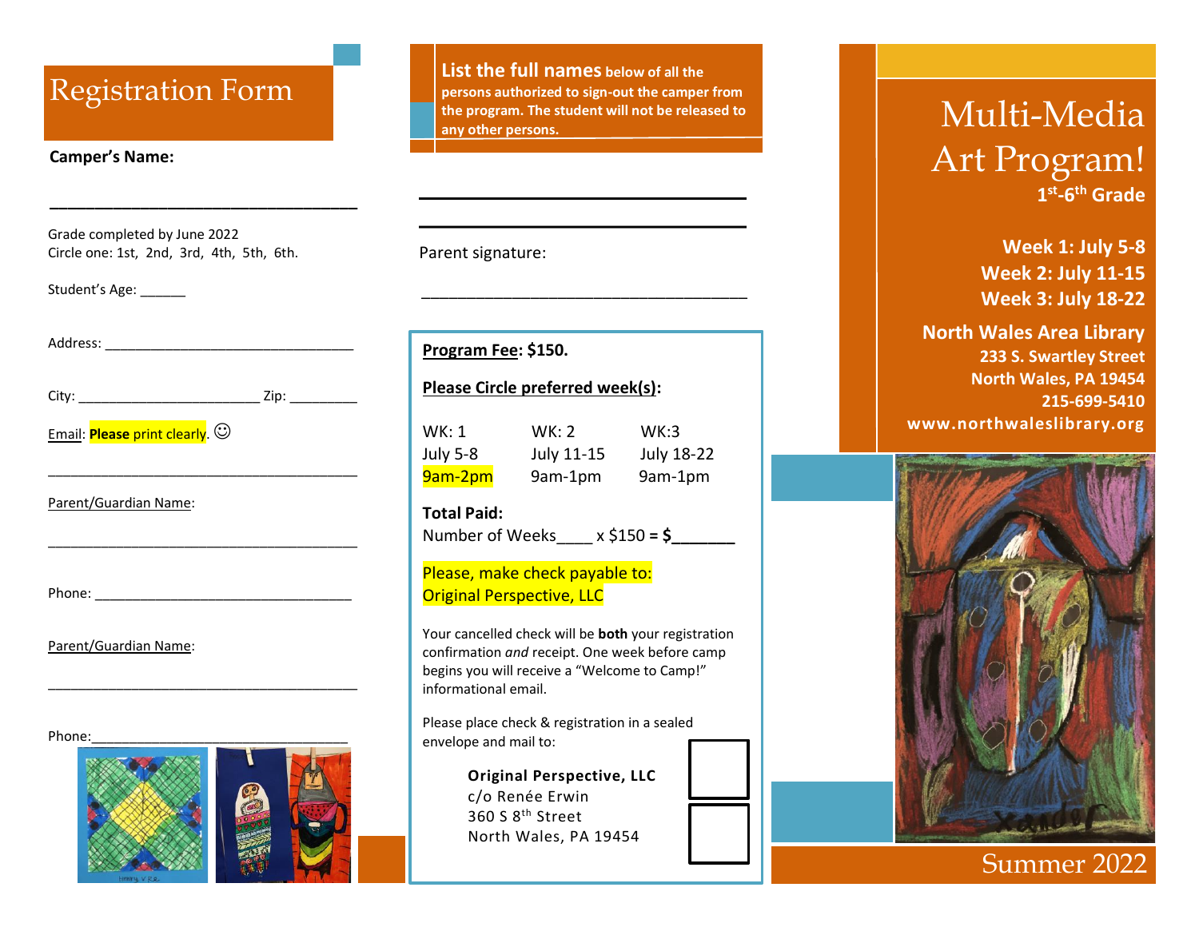# Registration Form

**Camper's Name:**

_______________________________

Grade completed by June 2022
Circle one: 1st, 2nd, 3rd, 4th, 5th, 6th.

Student's Age: ______

Address: ________________________________

City: ________________________ Zip: _________

Email: **Please** print clearly. ☺

________________________________________

Parent/Guardian Name:

________________________________________

Phone: __________________________________

Parent/Guardian Name:

________________________________________

Phone:__________________________________

**List the full names below of all the persons authorized to sign-out the camper from the program. The student will not be released to any other persons.**

________________________________________

________________________________________

Parent signature:

________________________________________

**Program Fee: $150.**

**Please Circle preferred week(s):**

| WK: 1 | WK: 2 | WK:3 |
|---|---|---|
| July 5-8 | July 11-15 | July 18-22 |
| 9am-2pm | 9am-1pm | 9am-1pm |

**Total Paid:**
Number of Weeks____ x $150 = **$_______**

Please, make check payable to:
Original Perspective, LLC

Your cancelled check will be **both** your registration confirmation *and* receipt. One week before camp begins you will receive a "Welcome to Camp!" informational email.

Please place check & registration in a sealed envelope and mail to:

**Original Perspective, LLC**
c/o Renée Erwin
360 S 8th Street
North Wales, PA 19454

# Multi-Media Art Program!

**1st-6th Grade**

**Week 1: July 5-8**
**Week 2: July 11-15**
**Week 3: July 18-22**

**North Wales Area Library**
**233 S. Swartley Street**
**North Wales, PA 19454**
**215-699-5410**
**www.northwaleslibrary.org**

Summer 2022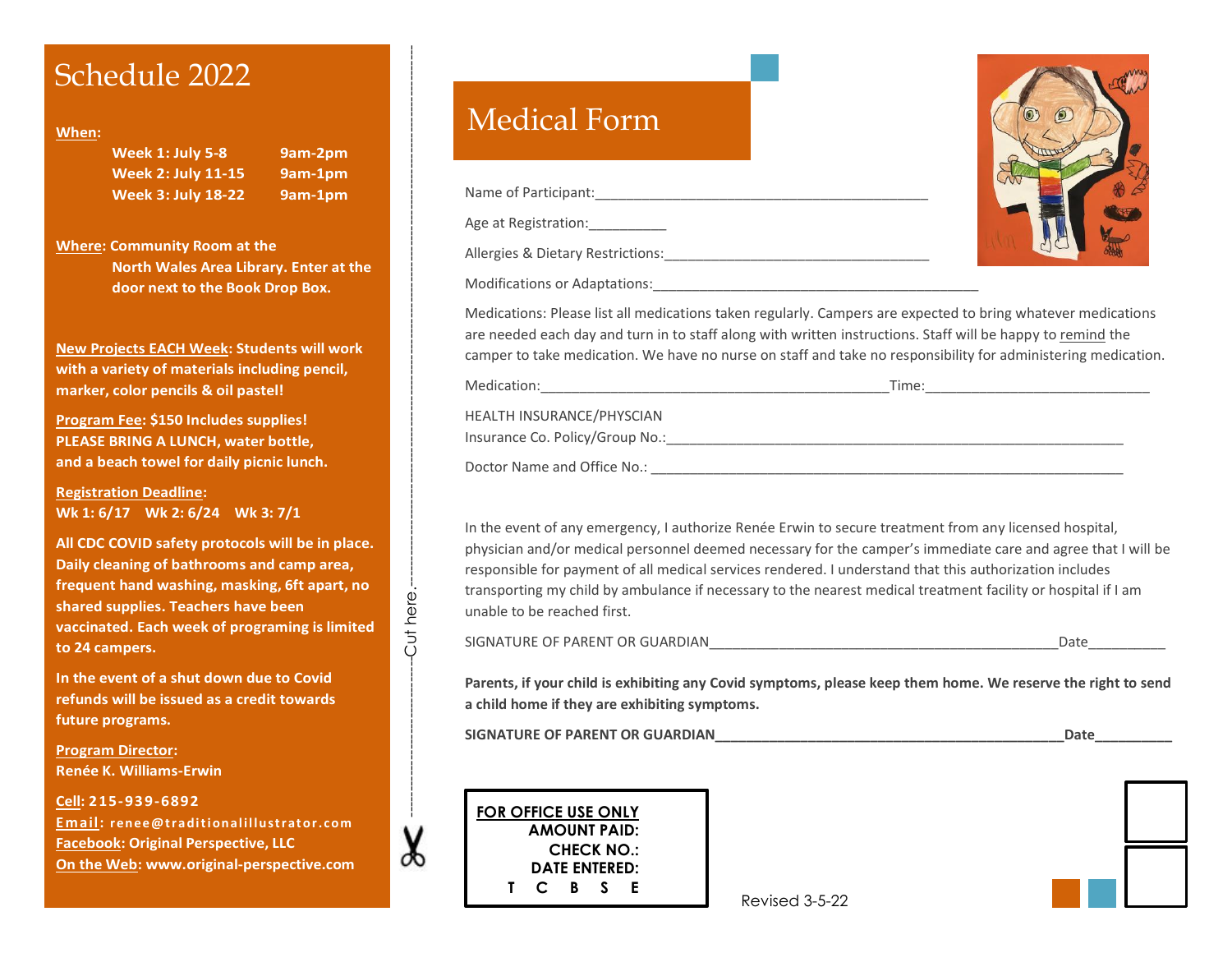# Schedule 2022

**When:**

**Week 1: July 5-8 9am-2pm**
**Week 2: July 11-15 9am-1pm**
**Week 3: July 18-22 9am-1pm**

**Where: Community Room at the North Wales Area Library. Enter at the door next to the Book Drop Box.**

**New Projects EACH Week: Students will work with a variety of materials including pencil, marker, color pencils & oil pastel!**

**Program Fee: $150 Includes supplies! PLEASE BRING A LUNCH, water bottle, and a beach towel for daily picnic lunch.**

**Registration Deadline:**
**Wk 1: 6/17 Wk 2: 6/24 Wk 3: 7/1**

**All CDC COVID safety protocols will be in place. Daily cleaning of bathrooms and camp area, frequent hand washing, masking, 6ft apart, no shared supplies. Teachers have been vaccinated. Each week of programing is limited to 24 campers.**

**In the event of a shut down due to Covid refunds will be issued as a credit towards future programs.**

**Program Director:**
**Renée K. Williams-Erwin**

**Cell: 215-939-6892**
**Email: renee@traditionalillustrator.com**
**Facebook: Original Perspective, LLC**
**On the Web: www.original-perspective.com**

Cut here.

# Medical Form

Name of Participant:___________________________________________

Age at Registration:__________

Allergies & Dietary Restrictions:__________________________________

Modifications or Adaptations:___________________________________________

Medications: Please list all medications taken regularly. Campers are expected to bring whatever medications are needed each day and turn in to staff along with written instructions. Staff will be happy to remind the camper to take medication. We have no nurse on staff and take no responsibility for administering medication.

Medication:_____________________________________________Time:_____________________________

HEALTH INSURANCE/PHYSCIAN
Insurance Co. Policy/Group No.:___________________________________________________________

Doctor Name and Office No.: _____________________________________________________________

In the event of any emergency, I authorize Renée Erwin to secure treatment from any licensed hospital, physician and/or medical personnel deemed necessary for the camper's immediate care and agree that I will be responsible for payment of all medical services rendered. I understand that this authorization includes transporting my child by ambulance if necessary to the nearest medical treatment facility or hospital if I am unable to be reached first.

SIGNATURE OF PARENT OR GUARDIAN_____________________________________________Date__________

**Parents, if your child is exhibiting any Covid symptoms, please keep them home. We reserve the right to send a child home if they are exhibiting symptoms.**

**SIGNATURE OF PARENT OR GUARDIAN_____________________________________________Date__________**

**FOR OFFICE USE ONLY**
**AMOUNT PAID:**
**CHECK NO.:**
**DATE ENTERED:**
**T C B S E**

Revised 3-5-22